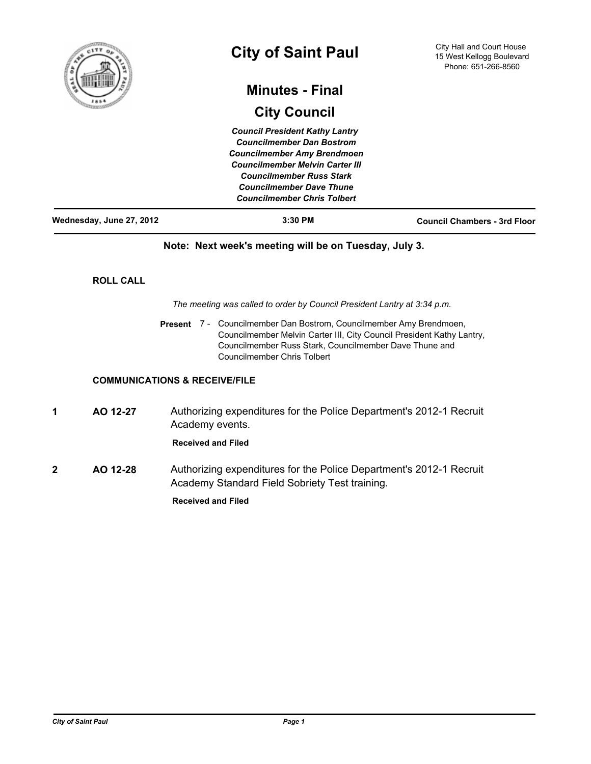# City of Saint Paul

City Hall and Court House
15 West Kellogg Boulevard
Phone: 651-266-8560

## Minutes - Final

## City Council

*Council President Kathy Lantry*
*Councilmember Dan Bostrom*
*Councilmember Amy Brendmoen*
*Councilmember Melvin Carter III*
*Councilmember Russ Stark*
*Councilmember Dave Thune*
*Councilmember Chris Tolbert*

**Wednesday, June 27, 2012** | **3:30 PM** | **Council Chambers - 3rd Floor**

**Note: Next week's meeting will be on Tuesday, July 3.**

### ROLL CALL

*The meeting was called to order by Council President Lantry at 3:34 p.m.*

**Present** 7 - Councilmember Dan Bostrom, Councilmember Amy Brendmoen, Councilmember Melvin Carter III, City Council President Kathy Lantry, Councilmember Russ Stark, Councilmember Dave Thune and Councilmember Chris Tolbert

### COMMUNICATIONS & RECEIVE/FILE

**1** **AO 12-27** Authorizing expenditures for the Police Department's 2012-1 Recruit Academy events.

**Received and Filed**

**2** **AO 12-28** Authorizing expenditures for the Police Department's 2012-1 Recruit Academy Standard Field Sobriety Test training.

**Received and Filed**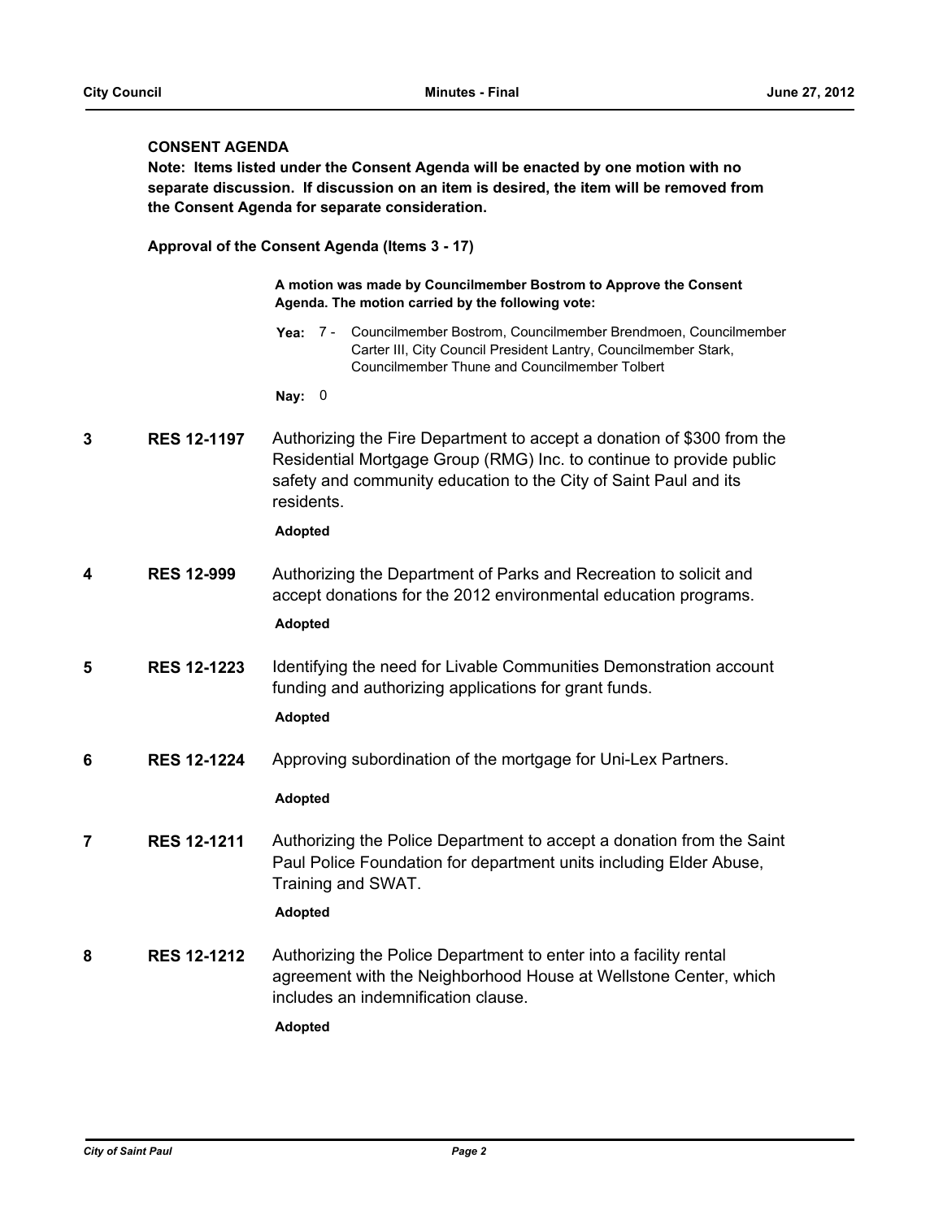## CONSENT AGENDA

**Note: Items listed under the Consent Agenda will be enacted by one motion with no separate discussion. If discussion on an item is desired, the item will be removed from the Consent Agenda for separate consideration.**

**Approval of the Consent Agenda (Items 3 - 17)**

**A motion was made by Councilmember Bostrom to Approve the Consent Agenda. The motion carried by the following vote:**

**Yea:** 7 - Councilmember Bostrom, Councilmember Brendmoen, Councilmember Carter III, City Council President Lantry, Councilmember Stark, Councilmember Thune and Councilmember Tolbert

**Nay:** 0

**3** **RES 12-1197** Authorizing the Fire Department to accept a donation of $300 from the Residential Mortgage Group (RMG) Inc. to continue to provide public safety and community education to the City of Saint Paul and its residents.

**Adopted**

**4** **RES 12-999** Authorizing the Department of Parks and Recreation to solicit and accept donations for the 2012 environmental education programs.

**Adopted**

**5** **RES 12-1223** Identifying the need for Livable Communities Demonstration account funding and authorizing applications for grant funds.

**Adopted**

**6** **RES 12-1224** Approving subordination of the mortgage for Uni-Lex Partners.

**Adopted**

**7** **RES 12-1211** Authorizing the Police Department to accept a donation from the Saint Paul Police Foundation for department units including Elder Abuse, Training and SWAT.

**Adopted**

**8** **RES 12-1212** Authorizing the Police Department to enter into a facility rental agreement with the Neighborhood House at Wellstone Center, which includes an indemnification clause.

**Adopted**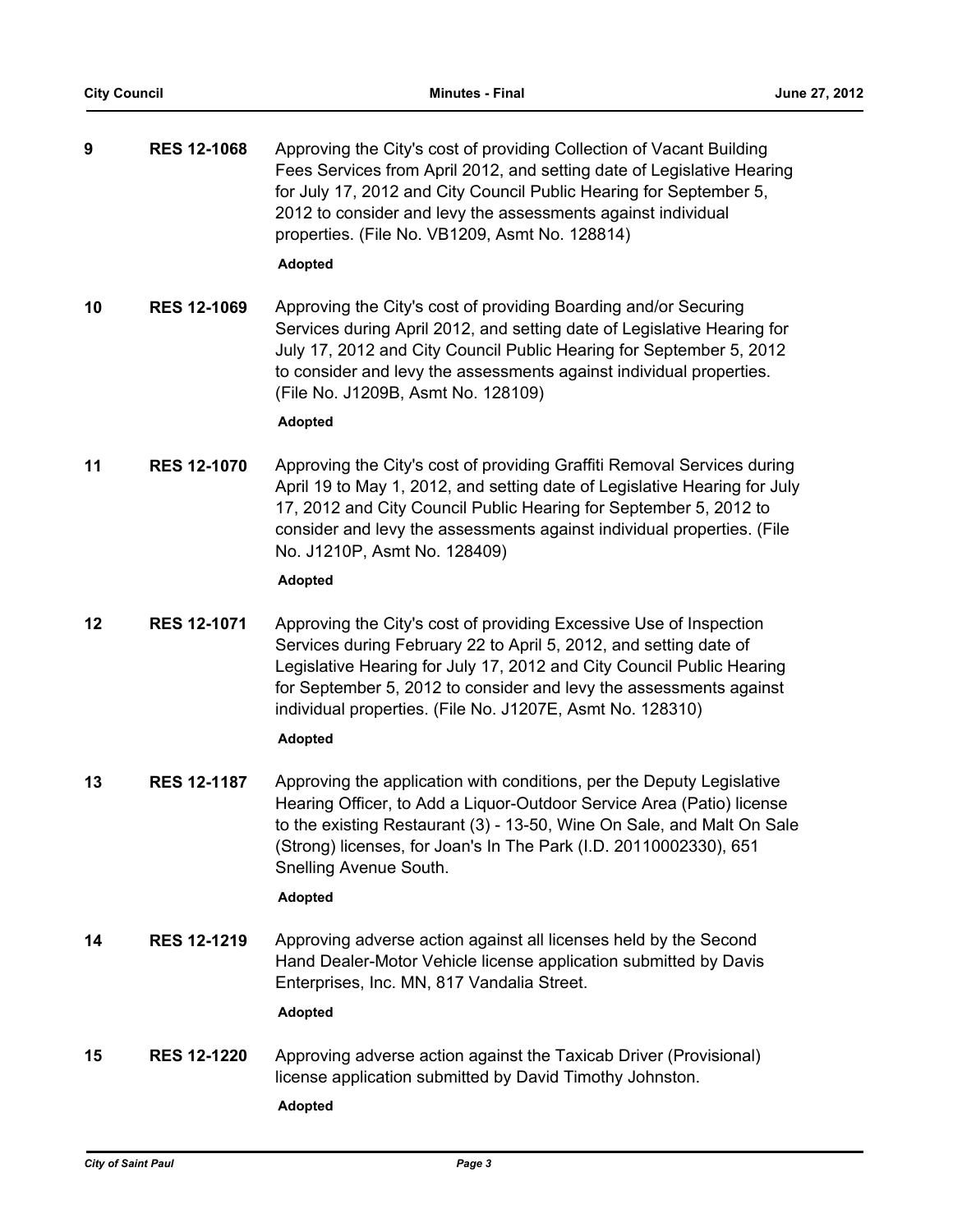**9** **RES 12-1068** Approving the City's cost of providing Collection of Vacant Building Fees Services from April 2012, and setting date of Legislative Hearing for July 17, 2012 and City Council Public Hearing for September 5, 2012 to consider and levy the assessments against individual properties. (File No. VB1209, Asmt No. 128814)

**Adopted**

**10** **RES 12-1069** Approving the City's cost of providing Boarding and/or Securing Services during April 2012, and setting date of Legislative Hearing for July 17, 2012 and City Council Public Hearing for September 5, 2012 to consider and levy the assessments against individual properties. (File No. J1209B, Asmt No. 128109)

**Adopted**

**11** **RES 12-1070** Approving the City's cost of providing Graffiti Removal Services during April 19 to May 1, 2012, and setting date of Legislative Hearing for July 17, 2012 and City Council Public Hearing for September 5, 2012 to consider and levy the assessments against individual properties. (File No. J1210P, Asmt No. 128409)

**Adopted**

**12** **RES 12-1071** Approving the City's cost of providing Excessive Use of Inspection Services during February 22 to April 5, 2012, and setting date of Legislative Hearing for July 17, 2012 and City Council Public Hearing for September 5, 2012 to consider and levy the assessments against individual properties. (File No. J1207E, Asmt No. 128310)

**Adopted**

**13** **RES 12-1187** Approving the application with conditions, per the Deputy Legislative Hearing Officer, to Add a Liquor-Outdoor Service Area (Patio) license to the existing Restaurant (3) - 13-50, Wine On Sale, and Malt On Sale (Strong) licenses, for Joan's In The Park (I.D. 20110002330), 651 Snelling Avenue South.

**Adopted**

**14** **RES 12-1219** Approving adverse action against all licenses held by the Second Hand Dealer-Motor Vehicle license application submitted by Davis Enterprises, Inc. MN, 817 Vandalia Street.

**Adopted**

**15** **RES 12-1220** Approving adverse action against the Taxicab Driver (Provisional) license application submitted by David Timothy Johnston.

**Adopted**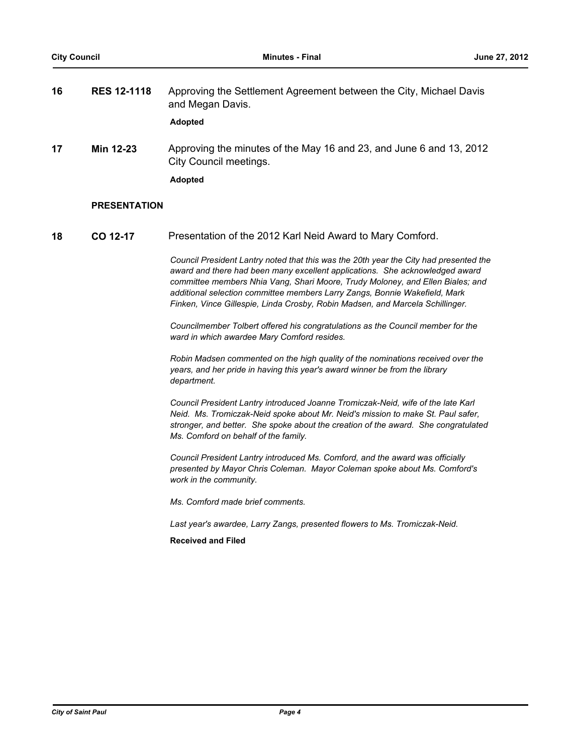**16** **RES 12-1118** Approving the Settlement Agreement between the City, Michael Davis and Megan Davis.

**Adopted**

**17** **Min 12-23** Approving the minutes of the May 16 and 23, and June 6 and 13, 2012 City Council meetings.

**Adopted**

## PRESENTATION

**18** **CO 12-17** Presentation of the 2012 Karl Neid Award to Mary Comford.

*Council President Lantry noted that this was the 20th year the City had presented the award and there had been many excellent applications. She acknowledged award committee members Nhia Vang, Shari Moore, Trudy Moloney, and Ellen Biales; and additional selection committee members Larry Zangs, Bonnie Wakefield, Mark Finken, Vince Gillespie, Linda Crosby, Robin Madsen, and Marcela Schillinger.*

*Councilmember Tolbert offered his congratulations as the Council member for the ward in which awardee Mary Comford resides.*

*Robin Madsen commented on the high quality of the nominations received over the years, and her pride in having this year's award winner be from the library department.*

*Council President Lantry introduced Joanne Tromiczak-Neid, wife of the late Karl Neid. Ms. Tromiczak-Neid spoke about Mr. Neid's mission to make St. Paul safer, stronger, and better. She spoke about the creation of the award. She congratulated Ms. Comford on behalf of the family.*

*Council President Lantry introduced Ms. Comford, and the award was officially presented by Mayor Chris Coleman. Mayor Coleman spoke about Ms. Comford's work in the community.*

*Ms. Comford made brief comments.*

*Last year's awardee, Larry Zangs, presented flowers to Ms. Tromiczak-Neid.*

**Received and Filed**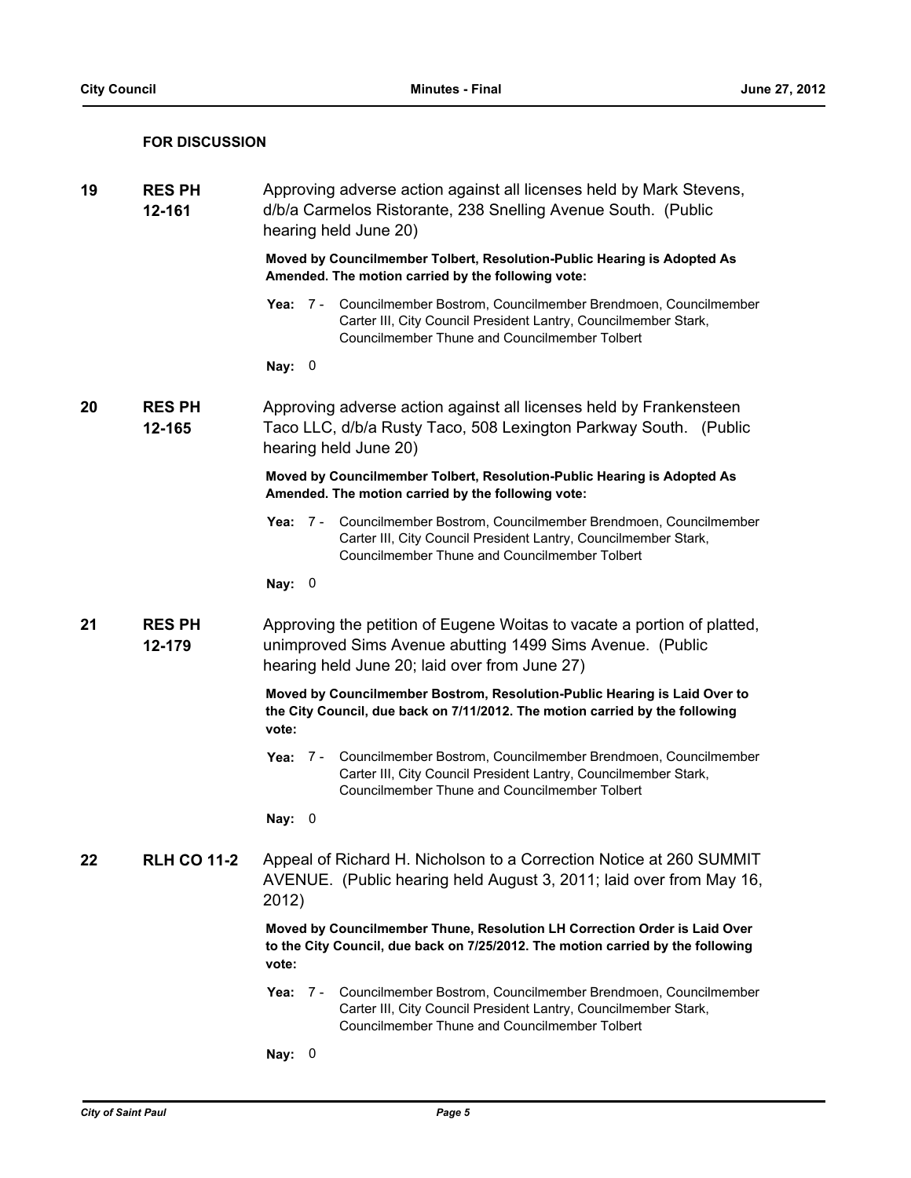**FOR DISCUSSION**

**19** **RES PH 12-161** Approving adverse action against all licenses held by Mark Stevens, d/b/a Carmelos Ristorante, 238 Snelling Avenue South. (Public hearing held June 20)

**Moved by Councilmember Tolbert, Resolution-Public Hearing is Adopted As Amended. The motion carried by the following vote:**

**Yea:** 7 - Councilmember Bostrom, Councilmember Brendmoen, Councilmember Carter III, City Council President Lantry, Councilmember Stark, Councilmember Thune and Councilmember Tolbert

**Nay:** 0

**20** **RES PH 12-165** Approving adverse action against all licenses held by Frankensteen Taco LLC, d/b/a Rusty Taco, 508 Lexington Parkway South. (Public hearing held June 20)

**Moved by Councilmember Tolbert, Resolution-Public Hearing is Adopted As Amended. The motion carried by the following vote:**

**Yea:** 7 - Councilmember Bostrom, Councilmember Brendmoen, Councilmember Carter III, City Council President Lantry, Councilmember Stark, Councilmember Thune and Councilmember Tolbert

**Nay:** 0

**21** **RES PH 12-179** Approving the petition of Eugene Woitas to vacate a portion of platted, unimproved Sims Avenue abutting 1499 Sims Avenue. (Public hearing held June 20; laid over from June 27)

**Moved by Councilmember Bostrom, Resolution-Public Hearing is Laid Over to the City Council, due back on 7/11/2012. The motion carried by the following vote:**

**Yea:** 7 - Councilmember Bostrom, Councilmember Brendmoen, Councilmember Carter III, City Council President Lantry, Councilmember Stark, Councilmember Thune and Councilmember Tolbert

**Nay:** 0

**22** **RLH CO 11-2** Appeal of Richard H. Nicholson to a Correction Notice at 260 SUMMIT AVENUE. (Public hearing held August 3, 2011; laid over from May 16, 2012)

**Moved by Councilmember Thune, Resolution LH Correction Order is Laid Over to the City Council, due back on 7/25/2012. The motion carried by the following vote:**

**Yea:** 7 - Councilmember Bostrom, Councilmember Brendmoen, Councilmember Carter III, City Council President Lantry, Councilmember Stark, Councilmember Thune and Councilmember Tolbert

**Nay:** 0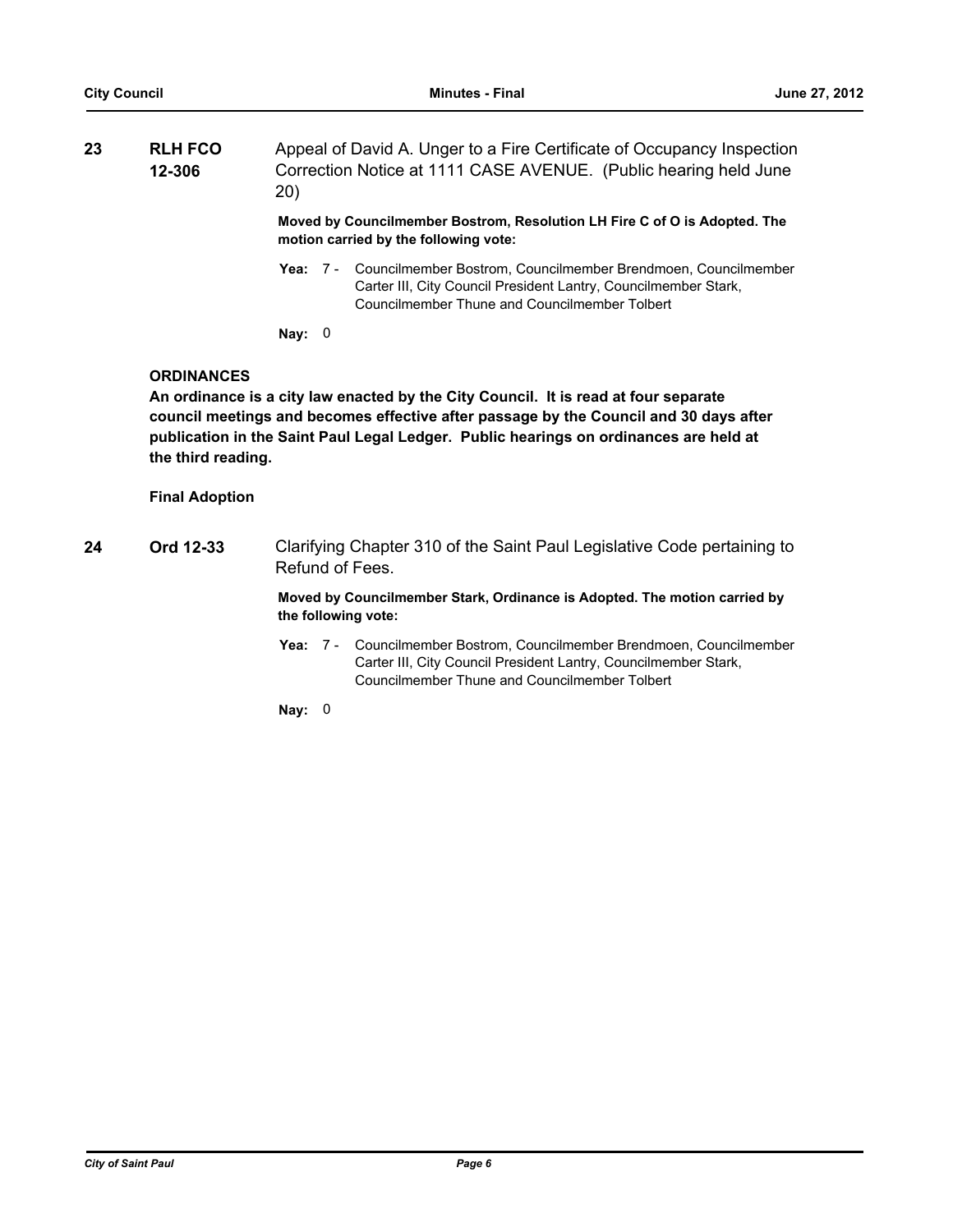**23** **RLH FCO 12-306** Appeal of David A. Unger to a Fire Certificate of Occupancy Inspection Correction Notice at 1111 CASE AVENUE. (Public hearing held June 20)

**Moved by Councilmember Bostrom, Resolution LH Fire C of O is Adopted. The motion carried by the following vote:**

**Yea:** 7 - Councilmember Bostrom, Councilmember Brendmoen, Councilmember Carter III, City Council President Lantry, Councilmember Stark, Councilmember Thune and Councilmember Tolbert

**Nay:** 0

## ORDINANCES

**An ordinance is a city law enacted by the City Council. It is read at four separate council meetings and becomes effective after passage by the Council and 30 days after publication in the Saint Paul Legal Ledger. Public hearings on ordinances are held at the third reading.**

### Final Adoption

**24** **Ord 12-33** Clarifying Chapter 310 of the Saint Paul Legislative Code pertaining to Refund of Fees.

**Moved by Councilmember Stark, Ordinance is Adopted. The motion carried by the following vote:**

**Yea:** 7 - Councilmember Bostrom, Councilmember Brendmoen, Councilmember Carter III, City Council President Lantry, Councilmember Stark, Councilmember Thune and Councilmember Tolbert

**Nay:** 0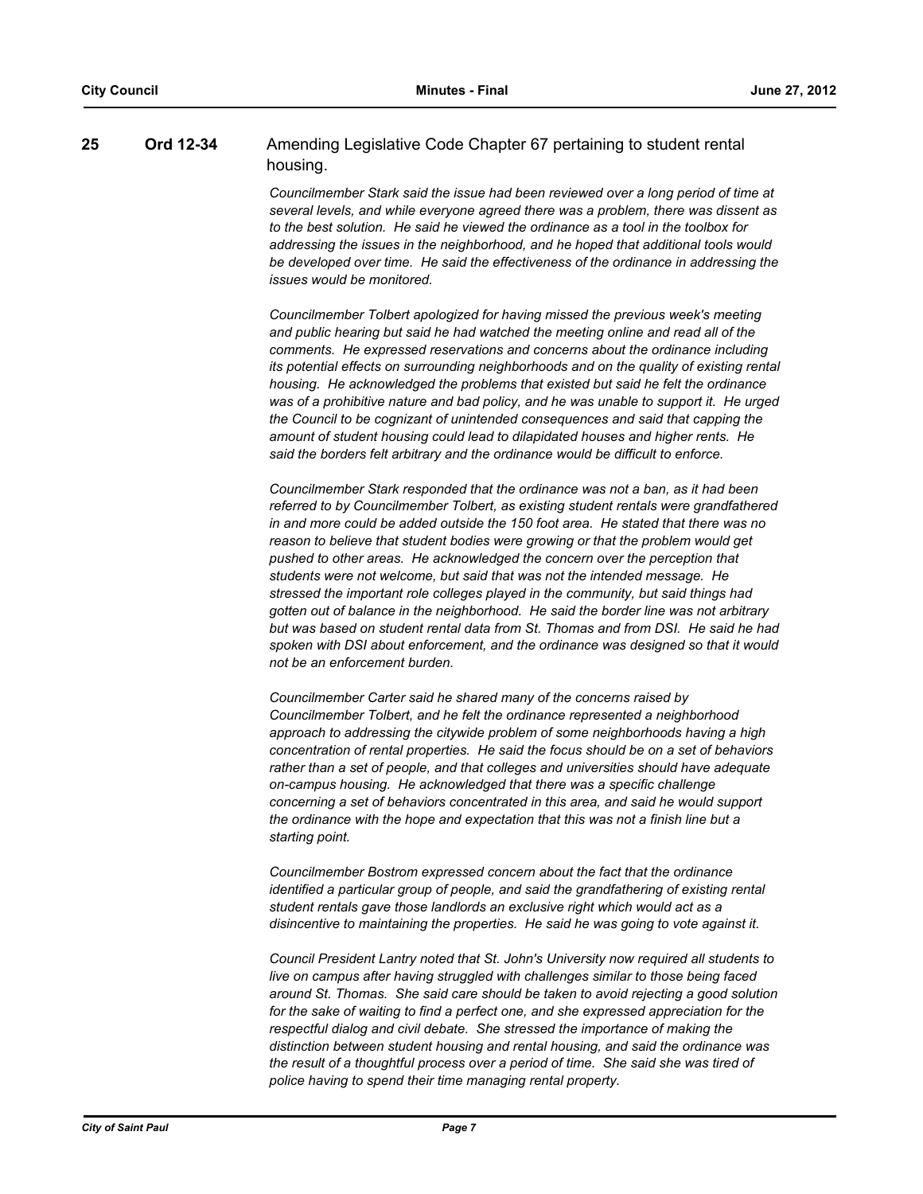**25** **Ord 12-34** Amending Legislative Code Chapter 67 pertaining to student rental housing.

*Councilmember Stark said the issue had been reviewed over a long period of time at several levels, and while everyone agreed there was a problem, there was dissent as to the best solution. He said he viewed the ordinance as a tool in the toolbox for addressing the issues in the neighborhood, and he hoped that additional tools would be developed over time. He said the effectiveness of the ordinance in addressing the issues would be monitored.*

*Councilmember Tolbert apologized for having missed the previous week's meeting and public hearing but said he had watched the meeting online and read all of the comments. He expressed reservations and concerns about the ordinance including its potential effects on surrounding neighborhoods and on the quality of existing rental housing. He acknowledged the problems that existed but said he felt the ordinance was of a prohibitive nature and bad policy, and he was unable to support it. He urged the Council to be cognizant of unintended consequences and said that capping the amount of student housing could lead to dilapidated houses and higher rents. He said the borders felt arbitrary and the ordinance would be difficult to enforce.*

*Councilmember Stark responded that the ordinance was not a ban, as it had been referred to by Councilmember Tolbert, as existing student rentals were grandfathered in and more could be added outside the 150 foot area. He stated that there was no reason to believe that student bodies were growing or that the problem would get pushed to other areas. He acknowledged the concern over the perception that students were not welcome, but said that was not the intended message. He stressed the important role colleges played in the community, but said things had gotten out of balance in the neighborhood. He said the border line was not arbitrary but was based on student rental data from St. Thomas and from DSI. He said he had spoken with DSI about enforcement, and the ordinance was designed so that it would not be an enforcement burden.*

*Councilmember Carter said he shared many of the concerns raised by Councilmember Tolbert, and he felt the ordinance represented a neighborhood approach to addressing the citywide problem of some neighborhoods having a high concentration of rental properties. He said the focus should be on a set of behaviors rather than a set of people, and that colleges and universities should have adequate on-campus housing. He acknowledged that there was a specific challenge concerning a set of behaviors concentrated in this area, and said he would support the ordinance with the hope and expectation that this was not a finish line but a starting point.*

*Councilmember Bostrom expressed concern about the fact that the ordinance identified a particular group of people, and said the grandfathering of existing rental student rentals gave those landlords an exclusive right which would act as a disincentive to maintaining the properties. He said he was going to vote against it.*

*Council President Lantry noted that St. John's University now required all students to live on campus after having struggled with challenges similar to those being faced around St. Thomas. She said care should be taken to avoid rejecting a good solution for the sake of waiting to find a perfect one, and she expressed appreciation for the respectful dialog and civil debate. She stressed the importance of making the distinction between student housing and rental housing, and said the ordinance was the result of a thoughtful process over a period of time. She said she was tired of police having to spend their time managing rental property.*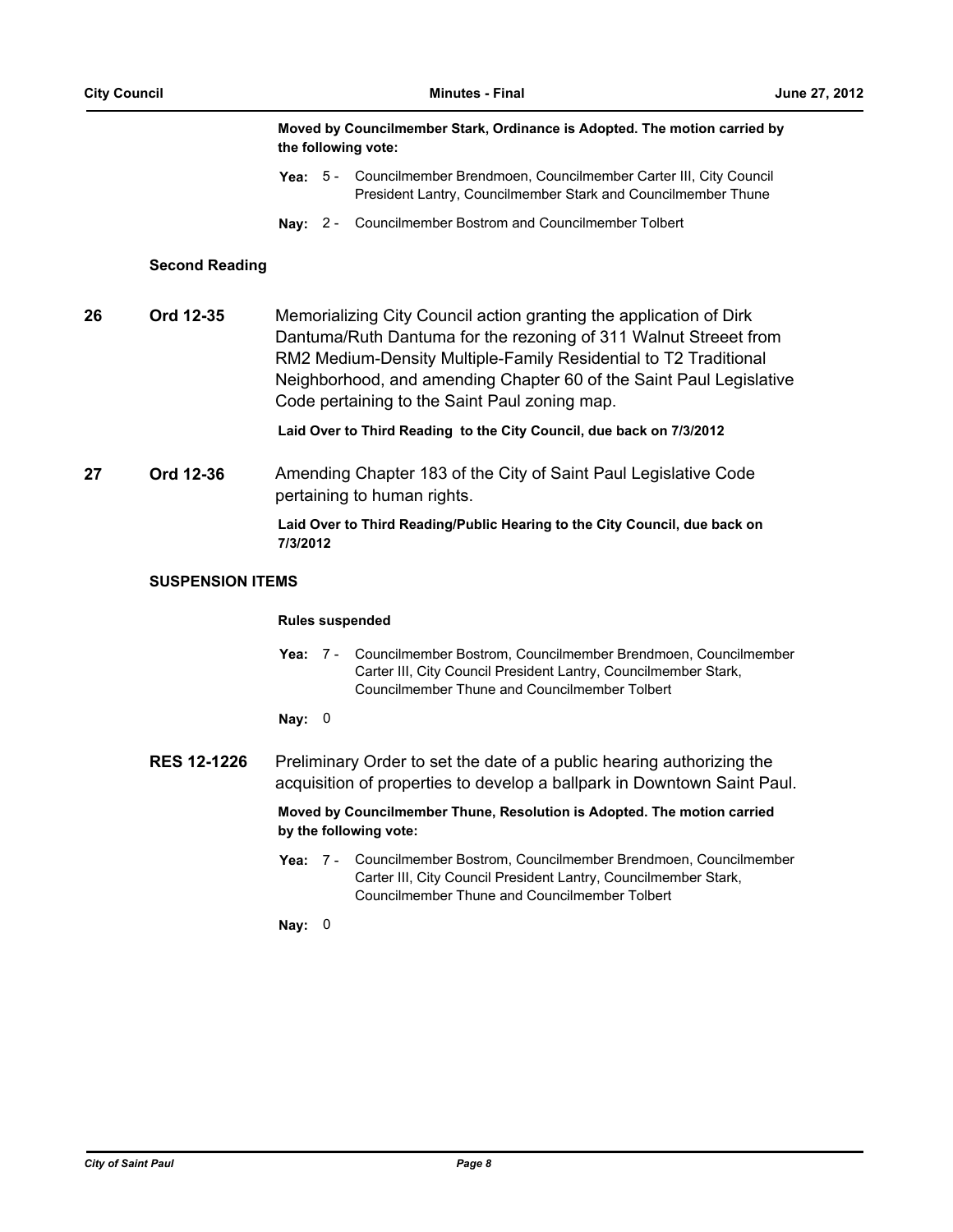**Moved by Councilmember Stark, Ordinance is Adopted. The motion carried by the following vote:**

**Yea:** 5 - Councilmember Brendmoen, Councilmember Carter III, City Council President Lantry, Councilmember Stark and Councilmember Thune

**Nay:** 2 - Councilmember Bostrom and Councilmember Tolbert

### Second Reading

**26 Ord 12-35** Memorializing City Council action granting the application of Dirk Dantuma/Ruth Dantuma for the rezoning of 311 Walnut Streeet from RM2 Medium-Density Multiple-Family Residential to T2 Traditional Neighborhood, and amending Chapter 60 of the Saint Paul Legislative Code pertaining to the Saint Paul zoning map.

**Laid Over to Third Reading to the City Council, due back on 7/3/2012**

**27 Ord 12-36** Amending Chapter 183 of the City of Saint Paul Legislative Code pertaining to human rights.

**Laid Over to Third Reading/Public Hearing to the City Council, due back on 7/3/2012**

### SUSPENSION ITEMS

**Rules suspended**

**Yea:** 7 - Councilmember Bostrom, Councilmember Brendmoen, Councilmember Carter III, City Council President Lantry, Councilmember Stark, Councilmember Thune and Councilmember Tolbert

**Nay:** 0

**RES 12-1226** Preliminary Order to set the date of a public hearing authorizing the acquisition of properties to develop a ballpark in Downtown Saint Paul.

**Moved by Councilmember Thune, Resolution is Adopted. The motion carried by the following vote:**

**Yea:** 7 - Councilmember Bostrom, Councilmember Brendmoen, Councilmember Carter III, City Council President Lantry, Councilmember Stark, Councilmember Thune and Councilmember Tolbert

**Nay:** 0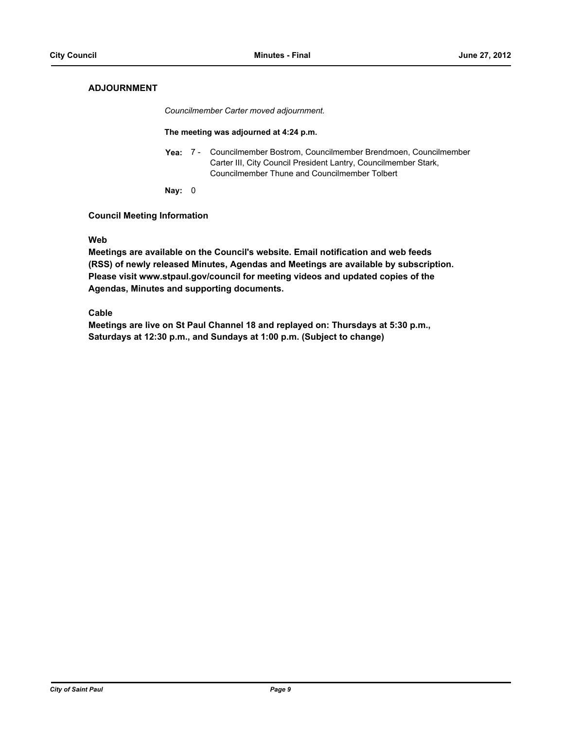## ADJOURNMENT

*Councilmember Carter moved adjournment.*

**The meeting was adjourned at 4:24 p.m.**

**Yea:** 7 - Councilmember Bostrom, Councilmember Brendmoen, Councilmember Carter III, City Council President Lantry, Councilmember Stark, Councilmember Thune and Councilmember Tolbert

**Nay:** 0

### Council Meeting Information

**Web**

**Meetings are available on the Council's website. Email notification and web feeds (RSS) of newly released Minutes, Agendas and Meetings are available by subscription. Please visit www.stpaul.gov/council for meeting videos and updated copies of the Agendas, Minutes and supporting documents.**

**Cable**

**Meetings are live on St Paul Channel 18 and replayed on: Thursdays at 5:30 p.m., Saturdays at 12:30 p.m., and Sundays at 1:00 p.m. (Subject to change)**